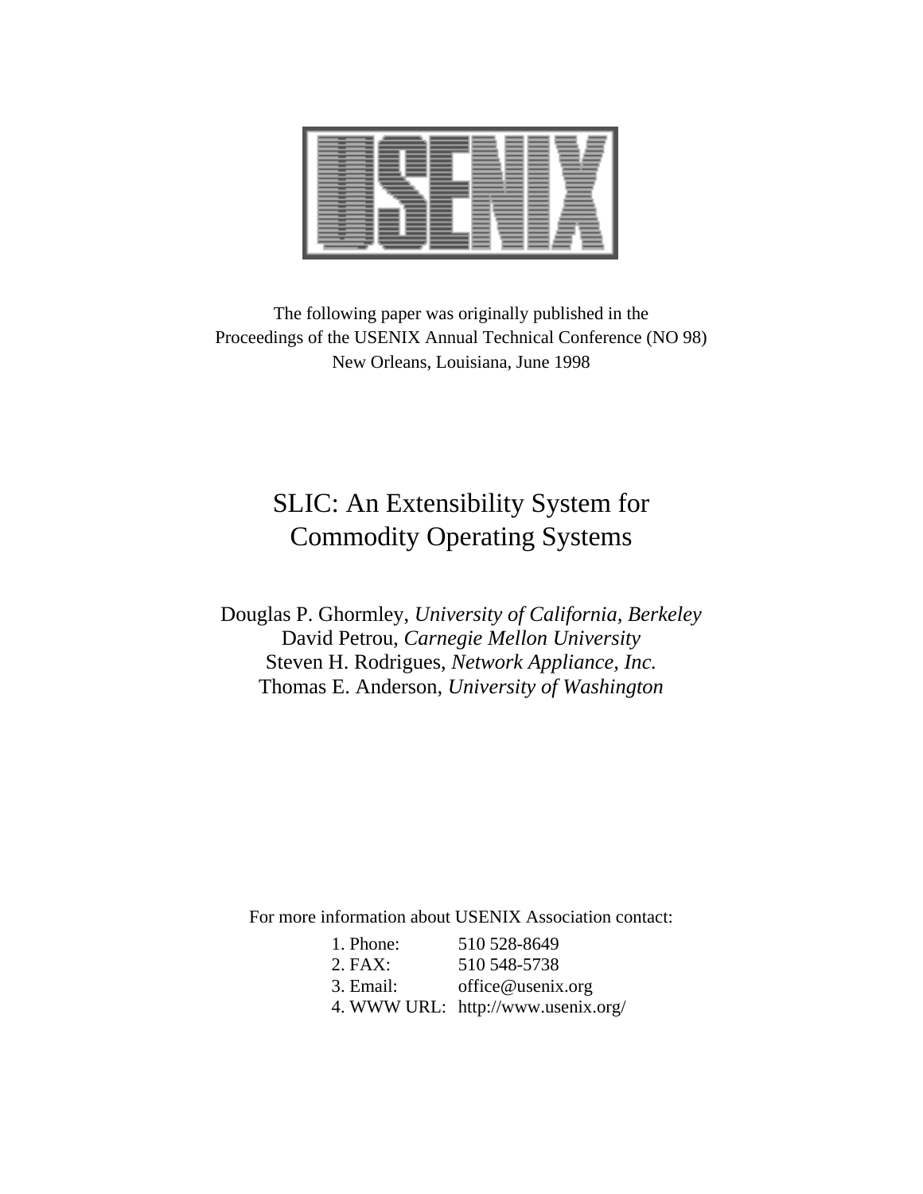The following paper was originally published in the
Proceedings of the USENIX Annual Technical Conference (NO 98)
New Orleans, Louisiana, June 1998

# SLIC: An Extensibility System for Commodity Operating Systems

Douglas P. Ghormley, *University of California, Berkeley*
David Petrou, *Carnegie Mellon University*
Steven H. Rodrigues, *Network Appliance, Inc.*
Thomas E. Anderson, *University of Washington*

For more information about USENIX Association contact:

1. Phone: 510 528-8649
2. FAX: 510 548-5738
3. Email: office@usenix.org
4. WWW URL: http://www.usenix.org/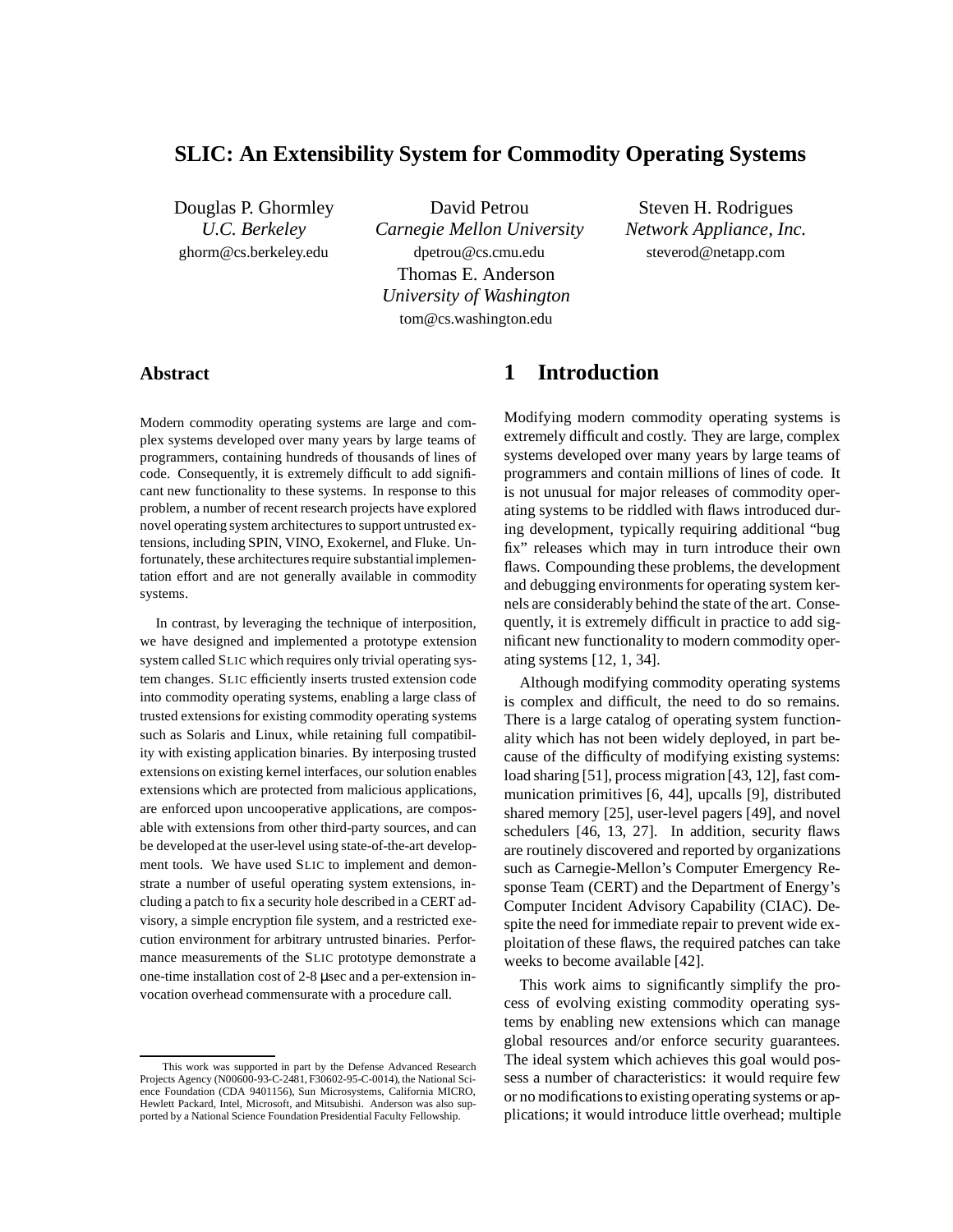# SLIC: An Extensibility System for Commodity Operating Systems

Douglas P. Ghormley
*U.C. Berkeley*
ghorm@cs.berkeley.edu

David Petrou
*Carnegie Mellon University*
dpetrou@cs.cmu.edu

Steven H. Rodrigues
*Network Appliance, Inc.*
steverod@netapp.com

Thomas E. Anderson
*University of Washington*
tom@cs.washington.edu

## Abstract

Modern commodity operating systems are large and complex systems developed over many years by large teams of programmers, containing hundreds of thousands of lines of code. Consequently, it is extremely difficult to add significant new functionality to these systems. In response to this problem, a number of recent research projects have explored novel operating system architectures to support untrusted extensions, including SPIN, VINO, Exokernel, and Fluke. Unfortunately, these architectures require substantial implementation effort and are not generally available in commodity systems.

In contrast, by leveraging the technique of interposition, we have designed and implemented a prototype extension system called SLIC which requires only trivial operating system changes. SLIC efficiently inserts trusted extension code into commodity operating systems, enabling a large class of trusted extensions for existing commodity operating systems such as Solaris and Linux, while retaining full compatibility with existing application binaries. By interposing trusted extensions on existing kernel interfaces, our solution enables extensions which are protected from malicious applications, are enforced upon uncooperative applications, are composable with extensions from other third-party sources, and can be developed at the user-level using state-of-the-art development tools. We have used SLIC to implement and demonstrate a number of useful operating system extensions, including a patch to fix a security hole described in a CERT advisory, a simple encryption file system, and a restricted execution environment for arbitrary untrusted binaries. Performance measurements of the SLIC prototype demonstrate a one-time installation cost of 2-8 μsec and a per-extension invocation overhead commensurate with a procedure call.

This work was supported in part by the Defense Advanced Research Projects Agency (N00600-93-C-2481, F30602-95-C-0014), the National Science Foundation (CDA 9401156), Sun Microsystems, California MICRO, Hewlett Packard, Intel, Microsoft, and Mitsubishi. Anderson was also supported by a National Science Foundation Presidential Faculty Fellowship.

## 1 Introduction

Modifying modern commodity operating systems is extremely difficult and costly. They are large, complex systems developed over many years by large teams of programmers and contain millions of lines of code. It is not unusual for major releases of commodity operating systems to be riddled with flaws introduced during development, typically requiring additional "bug fix" releases which may in turn introduce their own flaws. Compounding these problems, the development and debugging environments for operating system kernels are considerably behind the state of the art. Consequently, it is extremely difficult in practice to add significant new functionality to modern commodity operating systems [12, 1, 34].

Although modifying commodity operating systems is complex and difficult, the need to do so remains. There is a large catalog of operating system functionality which has not been widely deployed, in part because of the difficulty of modifying existing systems: load sharing [51], process migration [43, 12], fast communication primitives [6, 44], upcalls [9], distributed shared memory [25], user-level pagers [49], and novel schedulers [46, 13, 27]. In addition, security flaws are routinely discovered and reported by organizations such as Carnegie-Mellon's Computer Emergency Response Team (CERT) and the Department of Energy's Computer Incident Advisory Capability (CIAC). Despite the need for immediate repair to prevent wide exploitation of these flaws, the required patches can take weeks to become available [42].

This work aims to significantly simplify the process of evolving existing commodity operating systems by enabling new extensions which can manage global resources and/or enforce security guarantees. The ideal system which achieves this goal would possess a number of characteristics: it would require few or no modifications to existing operating systems or applications; it would introduce little overhead; multiple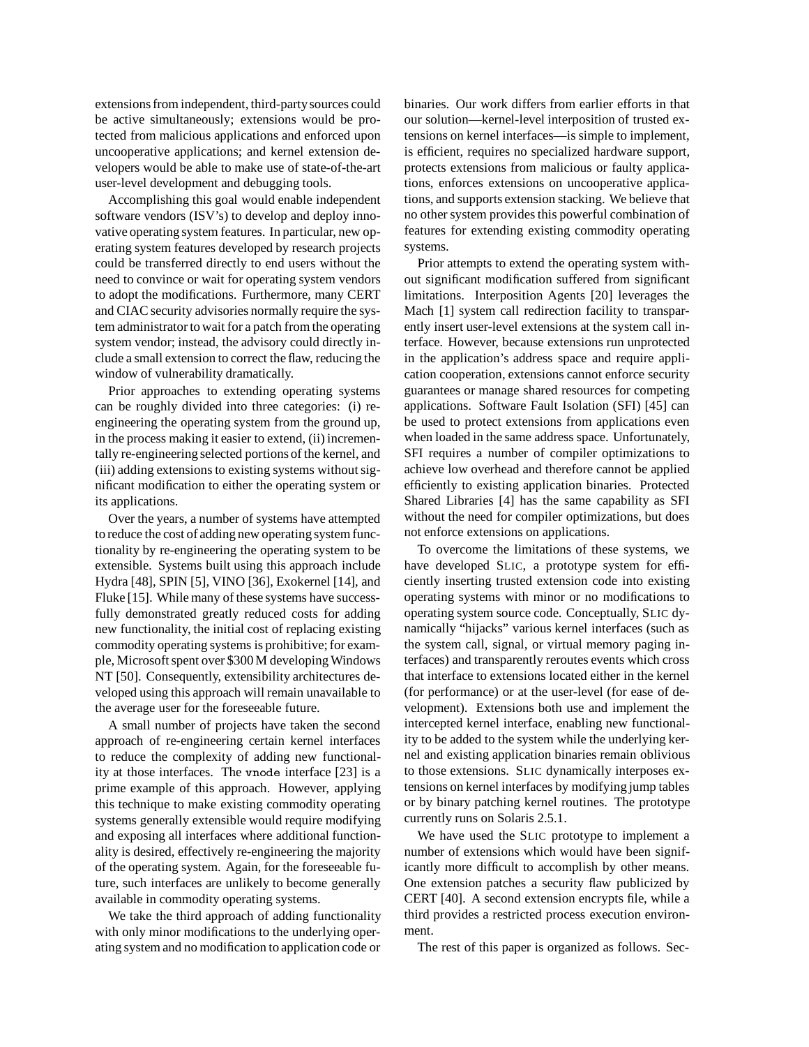extensions from independent, third-party sources could be active simultaneously; extensions would be protected from malicious applications and enforced upon uncooperative applications; and kernel extension developers would be able to make use of state-of-the-art user-level development and debugging tools.

Accomplishing this goal would enable independent software vendors (ISV's) to develop and deploy innovative operating system features. In particular, new operating system features developed by research projects could be transferred directly to end users without the need to convince or wait for operating system vendors to adopt the modifications. Furthermore, many CERT and CIAC security advisories normally require the system administrator to wait for a patch from the operating system vendor; instead, the advisory could directly include a small extension to correct the flaw, reducing the window of vulnerability dramatically.

Prior approaches to extending operating systems can be roughly divided into three categories: (i) re-engineering the operating system from the ground up, in the process making it easier to extend, (ii) incrementally re-engineering selected portions of the kernel, and (iii) adding extensions to existing systems without significant modification to either the operating system or its applications.

Over the years, a number of systems have attempted to reduce the cost of adding new operating system functionality by re-engineering the operating system to be extensible. Systems built using this approach include Hydra [48], SPIN [5], VINO [36], Exokernel [14], and Fluke [15]. While many of these systems have successfully demonstrated greatly reduced costs for adding new functionality, the initial cost of replacing existing commodity operating systems is prohibitive; for example, Microsoft spent over \$300 M developing Windows NT [50]. Consequently, extensibility architectures developed using this approach will remain unavailable to the average user for the foreseeable future.

A small number of projects have taken the second approach of re-engineering certain kernel interfaces to reduce the complexity of adding new functionality at those interfaces. The `vnode` interface [23] is a prime example of this approach. However, applying this technique to make existing commodity operating systems generally extensible would require modifying and exposing all interfaces where additional functionality is desired, effectively re-engineering the majority of the operating system. Again, for the foreseeable future, such interfaces are unlikely to become generally available in commodity operating systems.

We take the third approach of adding functionality with only minor modifications to the underlying operating system and no modification to application code or binaries. Our work differs from earlier efforts in that our solution—kernel-level interposition of trusted extensions on kernel interfaces—is simple to implement, is efficient, requires no specialized hardware support, protects extensions from malicious or faulty applications, enforces extensions on uncooperative applications, and supports extension stacking. We believe that no other system provides this powerful combination of features for extending existing commodity operating systems.

Prior attempts to extend the operating system without significant modification suffered from significant limitations. Interposition Agents [20] leverages the Mach [1] system call redirection facility to transparently insert user-level extensions at the system call interface. However, because extensions run unprotected in the application's address space and require application cooperation, extensions cannot enforce security guarantees or manage shared resources for competing applications. Software Fault Isolation (SFI) [45] can be used to protect extensions from applications even when loaded in the same address space. Unfortunately, SFI requires a number of compiler optimizations to achieve low overhead and therefore cannot be applied efficiently to existing application binaries. Protected Shared Libraries [4] has the same capability as SFI without the need for compiler optimizations, but does not enforce extensions on applications.

To overcome the limitations of these systems, we have developed SLIC, a prototype system for efficiently inserting trusted extension code into existing operating systems with minor or no modifications to operating system source code. Conceptually, SLIC dynamically "hijacks" various kernel interfaces (such as the system call, signal, or virtual memory paging interfaces) and transparently reroutes events which cross that interface to extensions located either in the kernel (for performance) or at the user-level (for ease of development). Extensions both use and implement the intercepted kernel interface, enabling new functionality to be added to the system while the underlying kernel and existing application binaries remain oblivious to those extensions. SLIC dynamically interposes extensions on kernel interfaces by modifying jump tables or by binary patching kernel routines. The prototype currently runs on Solaris 2.5.1.

We have used the SLIC prototype to implement a number of extensions which would have been significantly more difficult to accomplish by other means. One extension patches a security flaw publicized by CERT [40]. A second extension encrypts file, while a third provides a restricted process execution environment.

The rest of this paper is organized as follows. Sec-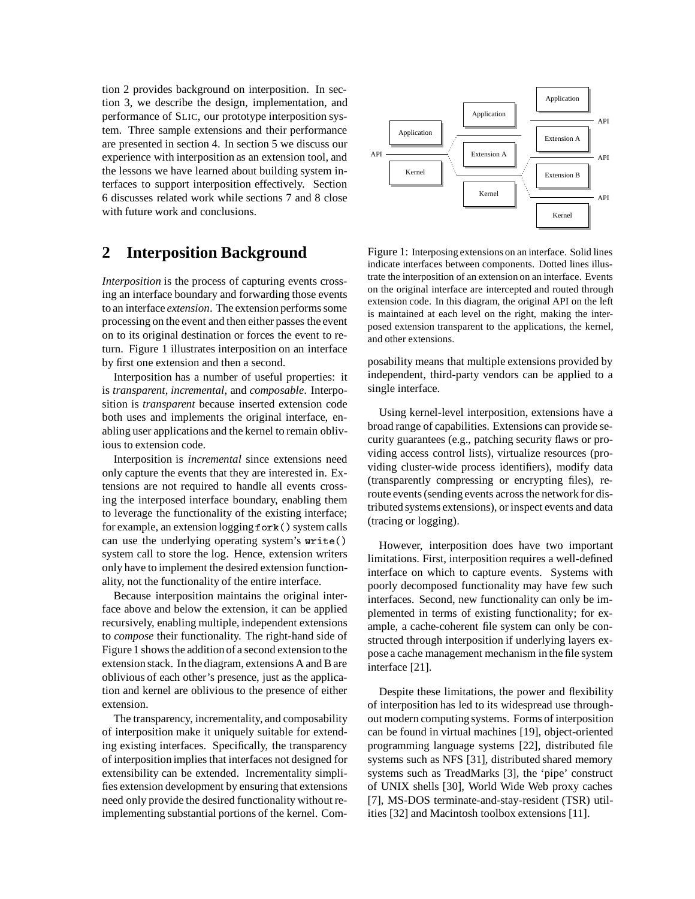tion 2 provides background on interposition. In section 3, we describe the design, implementation, and performance of SLIC, our prototype interposition system. Three sample extensions and their performance are presented in section 4. In section 5 we discuss our experience with interposition as an extension tool, and the lessons we have learned about building system interfaces to support interposition effectively. Section 6 discusses related work while sections 7 and 8 close with future work and conclusions.

## 2 Interposition Background

*Interposition* is the process of capturing events crossing an interface boundary and forwarding those events to an interface *extension*. The extension performs some processing on the event and then either passes the event on to its original destination or forces the event to return. Figure 1 illustrates interposition on an interface by first one extension and then a second.

Interposition has a number of useful properties: it is *transparent*, *incremental*, and *composable*. Interposition is *transparent* because inserted extension code both uses and implements the original interface, enabling user applications and the kernel to remain oblivious to extension code.

Interposition is *incremental* since extensions need only capture the events that they are interested in. Extensions are not required to handle all events crossing the interposed interface boundary, enabling them to leverage the functionality of the existing interface; for example, an extension logging `fork()` system calls can use the underlying operating system's `write()` system call to store the log. Hence, extension writers only have to implement the desired extension functionality, not the functionality of the entire interface.

Because interposition maintains the original interface above and below the extension, it can be applied recursively, enabling multiple, independent extensions to *compose* their functionality. The right-hand side of Figure 1 shows the addition of a second extension to the extension stack. In the diagram, extensions A and B are oblivious of each other's presence, just as the application and kernel are oblivious to the presence of either extension.

The transparency, incrementality, and composability of interposition make it uniquely suitable for extending existing interfaces. Specifically, the transparency of interposition implies that interfaces not designed for extensibility can be extended. Incrementality simplifies extension development by ensuring that extensions need only provide the desired functionality without reimplementing substantial portions of the kernel. Composability means that multiple extensions provided by independent, third-party vendors can be applied to a single interface.

Figure 1: Interposing extensions on an interface. Solid lines indicate interfaces between components. Dotted lines illustrate the interposition of an extension on an interface. Events on the original interface are intercepted and routed through extension code. In this diagram, the original API on the left is maintained at each level on the right, making the interposed extension transparent to the applications, the kernel, and other extensions.

Using kernel-level interposition, extensions have a broad range of capabilities. Extensions can provide security guarantees (e.g., patching security flaws or providing access control lists), virtualize resources (providing cluster-wide process identifiers), modify data (transparently compressing or encrypting files), reroute events (sending events across the network for distributed systems extensions), or inspect events and data (tracing or logging).

However, interposition does have two important limitations. First, interposition requires a well-defined interface on which to capture events. Systems with poorly decomposed functionality may have few such interfaces. Second, new functionality can only be implemented in terms of existing functionality; for example, a cache-coherent file system can only be constructed through interposition if underlying layers expose a cache management mechanism in the file system interface [21].

Despite these limitations, the power and flexibility of interposition has led to its widespread use throughout modern computing systems. Forms of interposition can be found in virtual machines [19], object-oriented programming language systems [22], distributed file systems such as NFS [31], distributed shared memory systems such as TreadMarks [3], the 'pipe' construct of UNIX shells [30], World Wide Web proxy caches [7], MS-DOS terminate-and-stay-resident (TSR) utilities [32] and Macintosh toolbox extensions [11].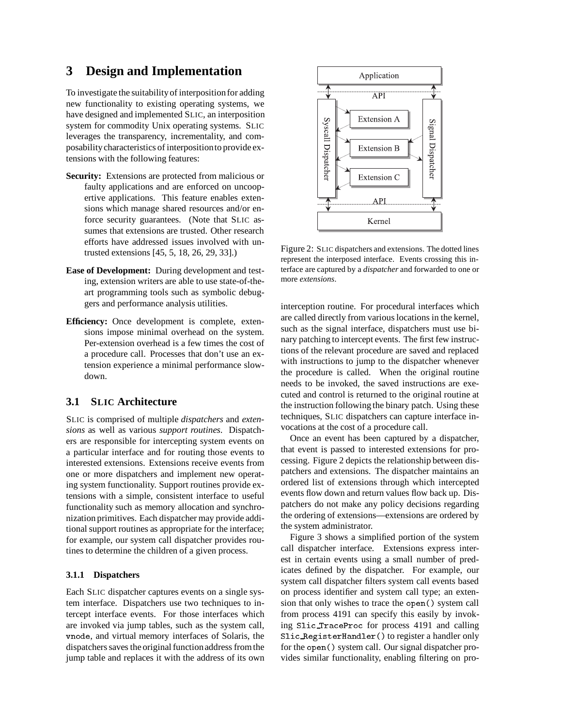# 3 Design and Implementation

To investigate the suitability of interposition for adding new functionality to existing operating systems, we have designed and implemented SLIC, an interposition system for commodity Unix operating systems. SLIC leverages the transparency, incrementality, and composability characteristics of interposition to provide extensions with the following features:

**Security:** Extensions are protected from malicious or faulty applications and are enforced on uncooperative applications. This feature enables extensions which manage shared resources and/or enforce security guarantees. (Note that SLIC assumes that extensions are trusted. Other research efforts have addressed issues involved with untrusted extensions [45, 5, 18, 26, 29, 33].)

**Ease of Development:** During development and testing, extension writers are able to use state-of-the-art programming tools such as symbolic debuggers and performance analysis utilities.

**Efficiency:** Once development is complete, extensions impose minimal overhead on the system. Per-extension overhead is a few times the cost of a procedure call. Processes that don't use an extension experience a minimal performance slowdown.

## 3.1 SLIC Architecture

SLIC is comprised of multiple *dispatchers* and *extensions* as well as various *support routines*. Dispatchers are responsible for intercepting system events on a particular interface and for routing those events to interested extensions. Extensions receive events from one or more dispatchers and implement new operating system functionality. Support routines provide extensions with a simple, consistent interface to useful functionality such as memory allocation and synchronization primitives. Each dispatcher may provide additional support routines as appropriate for the interface; for example, our system call dispatcher provides routines to determine the children of a given process.

### 3.1.1 Dispatchers

Each SLIC dispatcher captures events on a single system interface. Dispatchers use two techniques to intercept interface events. For those interfaces which are invoked via jump tables, such as the system call, `vnode`, and virtual memory interfaces of Solaris, the dispatchers saves the original function address from the jump table and replaces it with the address of its own interception routine. For procedural interfaces which are called directly from various locations in the kernel, such as the signal interface, dispatchers must use binary patching to intercept events. The first few instructions of the relevant procedure are saved and replaced with instructions to jump to the dispatcher whenever the procedure is called. When the original routine needs to be invoked, the saved instructions are executed and control is returned to the original routine at the instruction following the binary patch. Using these techniques, SLIC dispatchers can capture interface invocations at the cost of a procedure call.

Figure 2: SLIC dispatchers and extensions. The dotted lines represent the interposed interface. Events crossing this interface are captured by a *dispatcher* and forwarded to one or more *extensions*.

Once an event has been captured by a dispatcher, that event is passed to interested extensions for processing. Figure 2 depicts the relationship between dispatchers and extensions. The dispatcher maintains an ordered list of extensions through which intercepted events flow down and return values flow back up. Dispatchers do not make any policy decisions regarding the ordering of extensions—extensions are ordered by the system administrator.

Figure 3 shows a simplified portion of the system call dispatcher interface. Extensions express interest in certain events using a small number of predicates defined by the dispatcher. For example, our system call dispatcher filters system call events based on process identifier and system call type; an extension that only wishes to trace the `open()` system call from process 4191 can specify this easily by invoking `Slic_TraceProc` for process 4191 and calling `Slic_RegisterHandler()` to register a handler only for the `open()` system call. Our signal dispatcher provides similar functionality, enabling filtering on pro-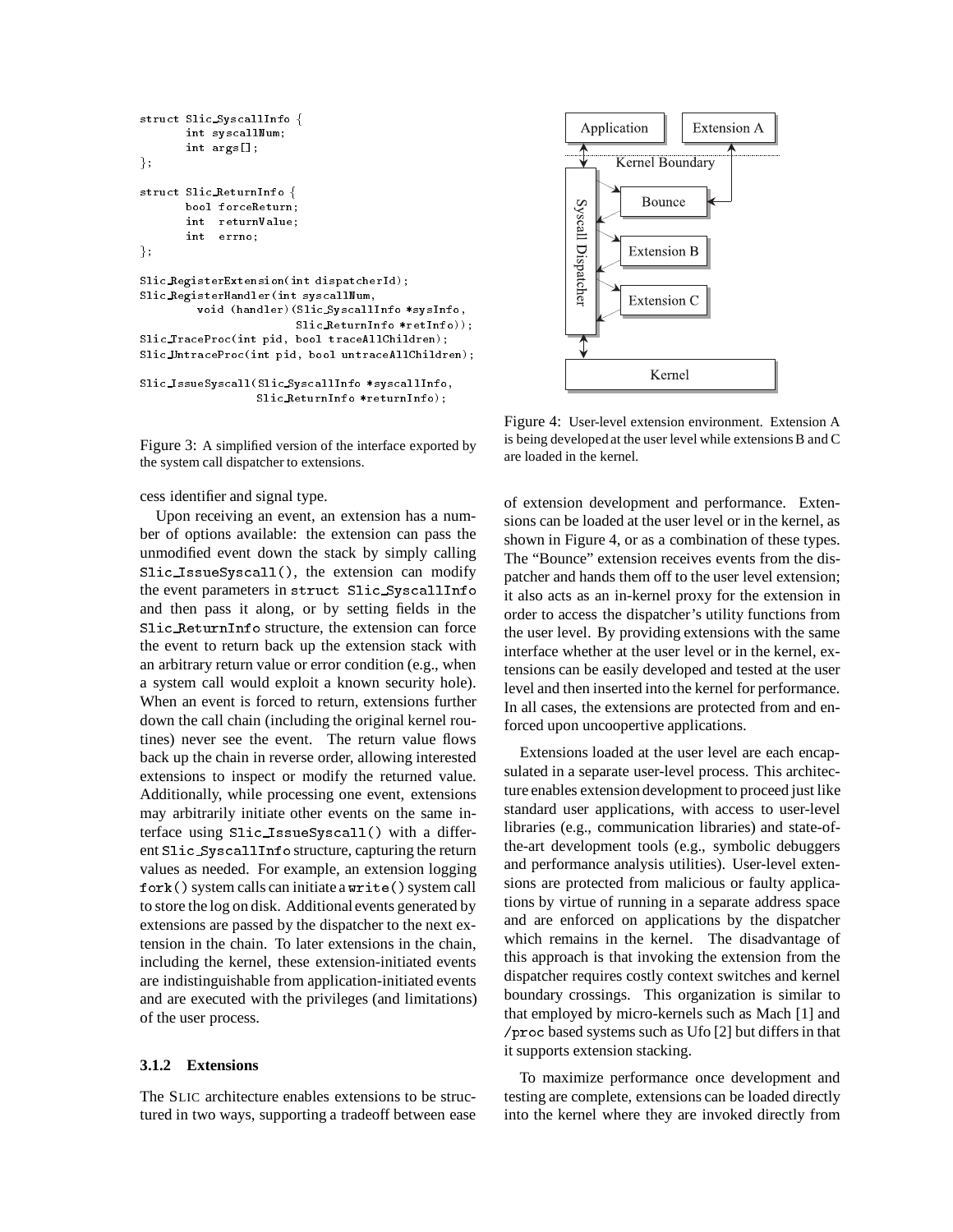```
struct Slic_SyscallInfo {
       int syscallNum;
       int args[];
};

struct Slic_ReturnInfo {
       bool forceReturn;
       int  returnValue;
       int  errno;
};

Slic_RegisterExtension(int dispatcherId);
Slic_RegisterHandler(int syscallNum,
        void (handler)(Slic_SyscallInfo *sysInfo,
                       Slic_ReturnInfo *retInfo));
Slic_TraceProc(int pid, bool traceAllChildren);
Slic_UntraceProc(int pid, bool untraceAllChildren);

Slic_IssueSyscall(Slic_SyscallInfo *syscallInfo,
                  Slic_ReturnInfo *returnInfo);
```

Figure 3: A simplified version of the interface exported by the system call dispatcher to extensions.

cess identifier and signal type.

Upon receiving an event, an extension has a number of options available: the extension can pass the unmodified event down the stack by simply calling `Slic_IssueSyscall()`, the extension can modify the event parameters in `struct Slic_SyscallInfo` and then pass it along, or by setting fields in the `Slic_ReturnInfo` structure, the extension can force the event to return back up the extension stack with an arbitrary return value or error condition (e.g., when a system call would exploit a known security hole). When an event is forced to return, extensions further down the call chain (including the original kernel routines) never see the event. The return value flows back up the chain in reverse order, allowing interested extensions to inspect or modify the returned value. Additionally, while processing one event, extensions may arbitrarily initiate other events on the same interface using `Slic_IssueSyscall()` with a different `Slic_SyscallInfo` structure, capturing the return values as needed. For example, an extension logging `fork()` system calls can initiate a `write()` system call to store the log on disk. Additional events generated by extensions are passed by the dispatcher to the next extension in the chain. To later extensions in the chain, including the kernel, these extension-initiated events are indistinguishable from application-initiated events and are executed with the privileges (and limitations) of the user process.

### 3.1.2 Extensions

The SLIC architecture enables extensions to be structured in two ways, supporting a tradeoff between ease of extension development and performance. Extensions can be loaded at the user level or in the kernel, as shown in Figure 4, or as a combination of these types. The "Bounce" extension receives events from the dispatcher and hands them off to the user level extension; it also acts as an in-kernel proxy for the extension in order to access the dispatcher's utility functions from the user level. By providing extensions with the same interface whether at the user level or in the kernel, extensions can be easily developed and tested at the user level and then inserted into the kernel for performance. In all cases, the extensions are protected from and enforced upon uncoopertive applications.

Figure 4: User-level extension environment. Extension A is being developed at the user level while extensions B and C are loaded in the kernel.

Extensions loaded at the user level are each encapsulated in a separate user-level process. This architecture enables extension development to proceed just like standard user applications, with access to user-level libraries (e.g., communication libraries) and state-of-the-art development tools (e.g., symbolic debuggers and performance analysis utilities). User-level extensions are protected from malicious or faulty applications by virtue of running in a separate address space and are enforced on applications by the dispatcher which remains in the kernel. The disadvantage of this approach is that invoking the extension from the dispatcher requires costly context switches and kernel boundary crossings. This organization is similar to that employed by micro-kernels such as Mach [1] and `/proc` based systems such as Ufo [2] but differs in that it supports extension stacking.

To maximize performance once development and testing are complete, extensions can be loaded directly into the kernel where they are invoked directly from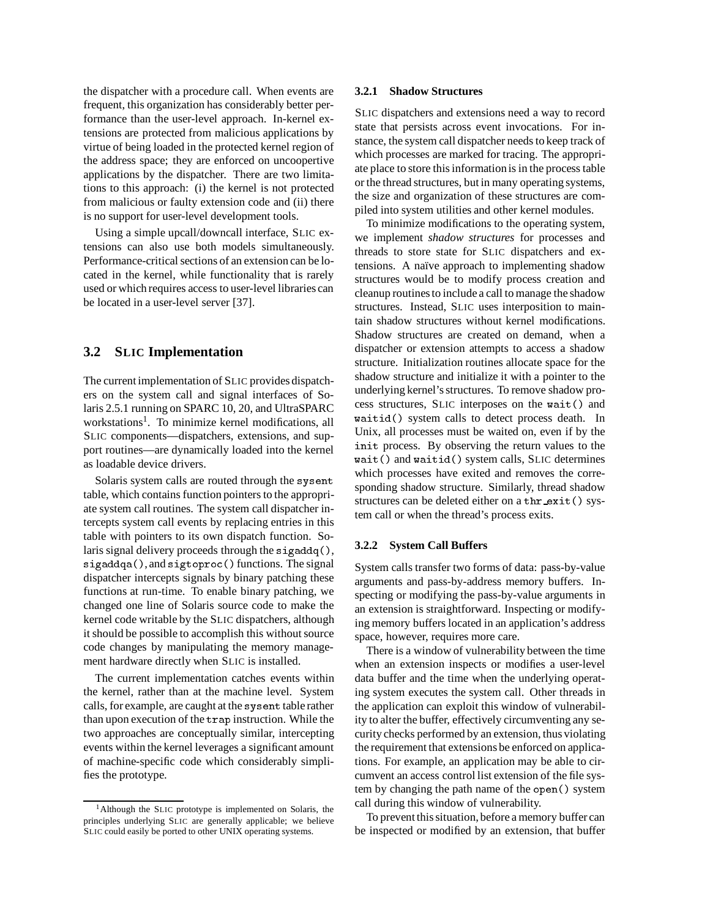the dispatcher with a procedure call. When events are frequent, this organization has considerably better performance than the user-level approach. In-kernel extensions are protected from malicious applications by virtue of being loaded in the protected kernel region of the address space; they are enforced on uncoopertive applications by the dispatcher. There are two limitations to this approach: (i) the kernel is not protected from malicious or faulty extension code and (ii) there is no support for user-level development tools.

Using a simple upcall/downcall interface, SLIC extensions can also use both models simultaneously. Performance-critical sections of an extension can be located in the kernel, while functionality that is rarely used or which requires access to user-level libraries can be located in a user-level server [37].

## 3.2 SLIC Implementation

The current implementation of SLIC provides dispatchers on the system call and signal interfaces of Solaris 2.5.1 running on SPARC 10, 20, and UltraSPARC workstations[1]. To minimize kernel modifications, all SLIC components—dispatchers, extensions, and support routines—are dynamically loaded into the kernel as loadable device drivers.

Solaris system calls are routed through the `sysent` table, which contains function pointers to the appropriate system call routines. The system call dispatcher intercepts system call events by replacing entries in this table with pointers to its own dispatch function. Solaris signal delivery proceeds through the `sigaddq()`, `sigaddqa()`, and `sigtoproc()` functions. The signal dispatcher intercepts signals by binary patching these functions at run-time. To enable binary patching, we changed one line of Solaris source code to make the kernel code writable by the SLIC dispatchers, although it should be possible to accomplish this without source code changes by manipulating the memory management hardware directly when SLIC is installed.

The current implementation catches events within the kernel, rather than at the machine level. System calls, for example, are caught at the `sysent` table rather than upon execution of the `trap` instruction. While the two approaches are conceptually similar, intercepting events within the kernel leverages a significant amount of machine-specific code which considerably simplifies the prototype.

[1]Although the SLIC prototype is implemented on Solaris, the principles underlying SLIC are generally applicable; we believe SLIC could easily be ported to other UNIX operating systems.

### 3.2.1 Shadow Structures

SLIC dispatchers and extensions need a way to record state that persists across event invocations. For instance, the system call dispatcher needs to keep track of which processes are marked for tracing. The appropriate place to store this information is in the process table or the thread structures, but in many operating systems, the size and organization of these structures are compiled into system utilities and other kernel modules.

To minimize modifications to the operating system, we implement *shadow structures* for processes and threads to store state for SLIC dispatchers and extensions. A naïve approach to implementing shadow structures would be to modify process creation and cleanup routines to include a call to manage the shadow structures. Instead, SLIC uses interposition to maintain shadow structures without kernel modifications. Shadow structures are created on demand, when a dispatcher or extension attempts to access a shadow structure. Initialization routines allocate space for the shadow structure and initialize it with a pointer to the underlying kernel's structures. To remove shadow process structures, SLIC interposes on the `wait()` and `waitid()` system calls to detect process death. In Unix, all processes must be waited on, even if by the `init` process. By observing the return values to the `wait()` and `waitid()` system calls, SLIC determines which processes have exited and removes the corresponding shadow structure. Similarly, thread shadow structures can be deleted either on a `thr_exit()` system call or when the thread's process exits.

### 3.2.2 System Call Buffers

System calls transfer two forms of data: pass-by-value arguments and pass-by-address memory buffers. Inspecting or modifying the pass-by-value arguments in an extension is straightforward. Inspecting or modifying memory buffers located in an application's address space, however, requires more care.

There is a window of vulnerability between the time when an extension inspects or modifies a user-level data buffer and the time when the underlying operating system executes the system call. Other threads in the application can exploit this window of vulnerability to alter the buffer, effectively circumventing any security checks performed by an extension, thus violating the requirement that extensions be enforced on applications. For example, an application may be able to circumvent an access control list extension of the file system by changing the path name of the `open()` system call during this window of vulnerability.

To prevent this situation, before a memory buffer can be inspected or modified by an extension, that buffer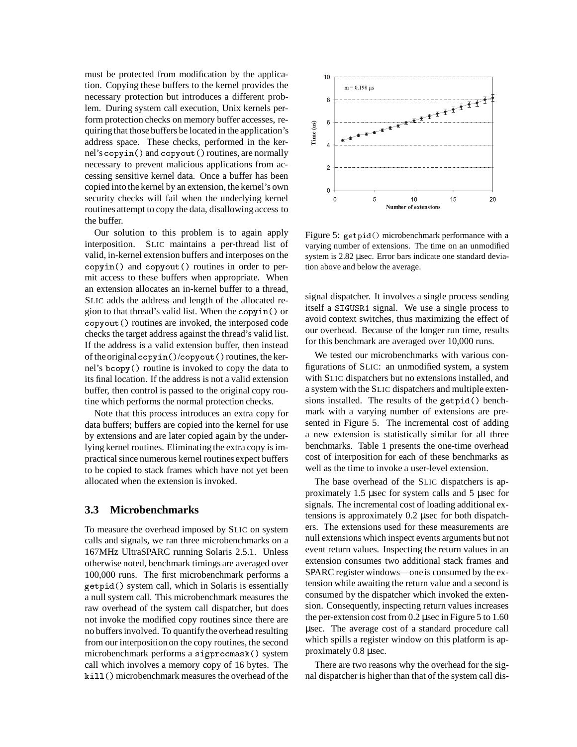must be protected from modification by the application. Copying these buffers to the kernel provides the necessary protection but introduces a different problem. During system call execution, Unix kernels perform protection checks on memory buffer accesses, requiring that those buffers be located in the application's address space. These checks, performed in the kernel's `copyin()` and `copyout()` routines, are normally necessary to prevent malicious applications from accessing sensitive kernel data. Once a buffer has been copied into the kernel by an extension, the kernel's own security checks will fail when the underlying kernel routines attempt to copy the data, disallowing access to the buffer.

Our solution to this problem is to again apply interposition. SLIC maintains a per-thread list of valid, in-kernel extension buffers and interposes on the `copyin()` and `copyout()` routines in order to permit access to these buffers when appropriate. When an extension allocates an in-kernel buffer to a thread, SLIC adds the address and length of the allocated region to that thread's valid list. When the `copyin()` or `copyout()` routines are invoked, the interposed code checks the target address against the thread's valid list. If the address is a valid extension buffer, then instead of the original `copyin()`/`copyout()` routines, the kernel's `bcopy()` routine is invoked to copy the data to its final location. If the address is not a valid extension buffer, then control is passed to the original copy routine which performs the normal protection checks.

Note that this process introduces an extra copy for data buffers; buffers are copied into the kernel for use by extensions and are later copied again by the underlying kernel routines. Eliminating the extra copy is impractical since numerous kernel routines expect buffers to be copied to stack frames which have not yet been allocated when the extension is invoked.

### 3.3 Microbenchmarks

To measure the overhead imposed by SLIC on system calls and signals, we ran three microbenchmarks on a 167MHz UltraSPARC running Solaris 2.5.1. Unless otherwise noted, benchmark timings are averaged over 100,000 runs. The first microbenchmark performs a `getpid()` system call, which in Solaris is essentially a null system call. This microbenchmark measures the raw overhead of the system call dispatcher, but does not invoke the modified copy routines since there are no buffers involved. To quantify the overhead resulting from our interposition on the copy routines, the second microbenchmark performs a `sigprocmask()` system call which involves a memory copy of 16 bytes. The `kill()` microbenchmark measures the overhead of the signal dispatcher. It involves a single process sending itself a `SIGUSR1` signal. We use a single process to avoid context switches, thus maximizing the effect of our overhead. Because of the longer run time, results for this benchmark are averaged over 10,000 runs.

Figure 5: `getpid()` microbenchmark performance with a varying number of extensions. The time on an unmodified system is 2.82 µsec. Error bars indicate one standard deviation above and below the average.

We tested our microbenchmarks with various configurations of SLIC: an unmodified system, a system with SLIC dispatchers but no extensions installed, and a system with the SLIC dispatchers and multiple extensions installed. The results of the `getpid()` benchmark with a varying number of extensions are presented in Figure 5. The incremental cost of adding a new extension is statistically similar for all three benchmarks. Table 1 presents the one-time overhead cost of interposition for each of these benchmarks as well as the time to invoke a user-level extension.

The base overhead of the SLIC dispatchers is approximately 1.5 µsec for system calls and 5 µsec for signals. The incremental cost of loading additional extensions is approximately 0.2 µsec for both dispatchers. The extensions used for these measurements are null extensions which inspect events arguments but not event return values. Inspecting the return values in an extension consumes two additional stack frames and SPARC register windows—one is consumed by the extension while awaiting the return value and a second is consumed by the dispatcher which invoked the extension. Consequently, inspecting return values increases the per-extension cost from 0.2 µsec in Figure 5 to 1.60 µsec. The average cost of a standard procedure call which spills a register window on this platform is approximately 0.8 µsec.

There are two reasons why the overhead for the signal dispatcher is higher than that of the system call dis-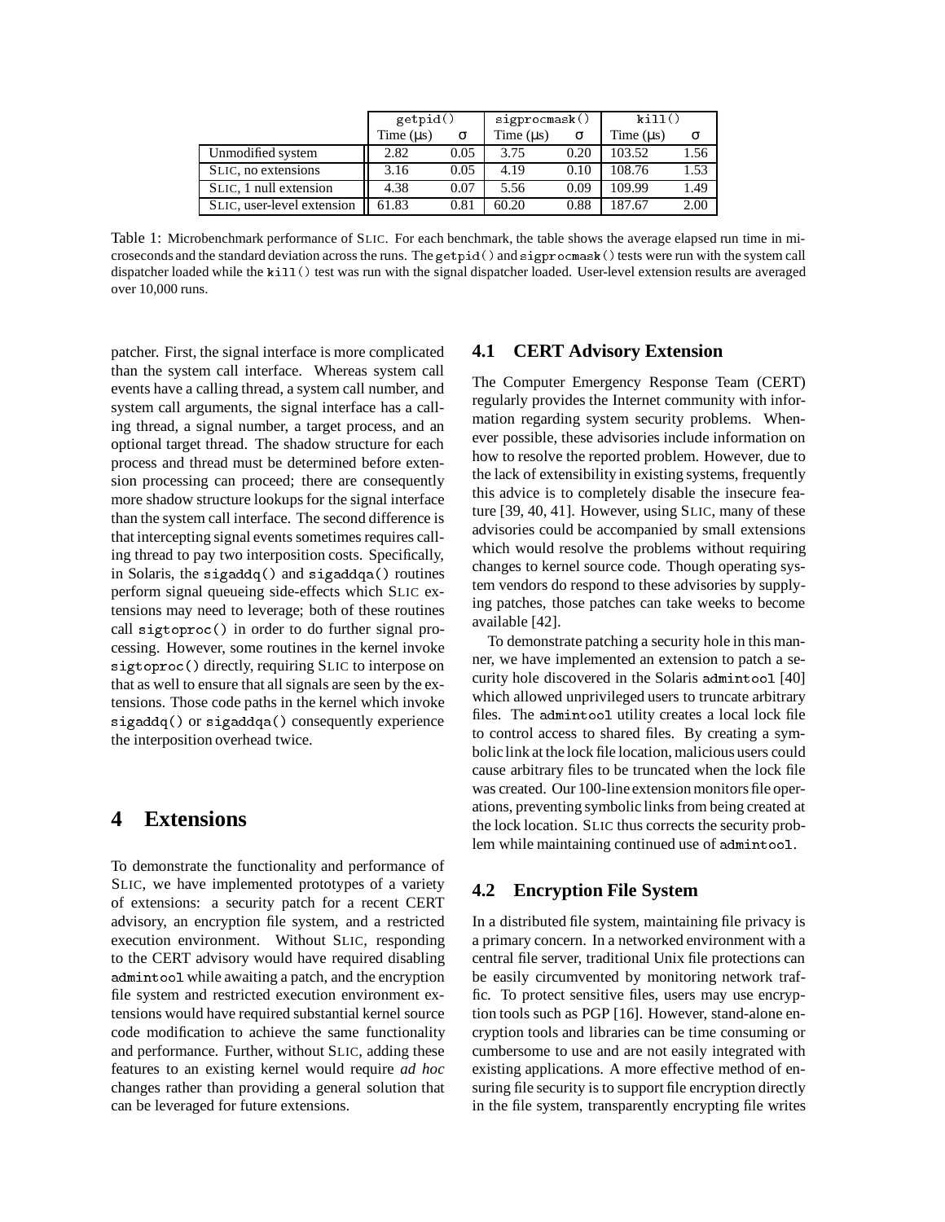| | `getpid()` | | `sigprocmask()` | | `kill()` | |
|---|---|---|---|---|---|---|
| | Time (μs) | σ | Time (μs) | σ | Time (μs) | σ |
| Unmodified system | 2.82 | 0.05 | 3.75 | 0.20 | 103.52 | 1.56 |
| SLIC, no extensions | 3.16 | 0.05 | 4.19 | 0.10 | 108.76 | 1.53 |
| SLIC, 1 null extension | 4.38 | 0.07 | 5.56 | 0.09 | 109.99 | 1.49 |
| SLIC, user-level extension | 61.83 | 0.81 | 60.20 | 0.88 | 187.67 | 2.00 |

Table 1: Microbenchmark performance of SLIC. For each benchmark, the table shows the average elapsed run time in microseconds and the standard deviation across the runs. The `getpid()` and `sigprocmask()` tests were run with the system call dispatcher loaded while the `kill()` test was run with the signal dispatcher loaded. User-level extension results are averaged over 10,000 runs.

patcher. First, the signal interface is more complicated than the system call interface. Whereas system call events have a calling thread, a system call number, and system call arguments, the signal interface has a calling thread, a signal number, a target process, and an optional target thread. The shadow structure for each process and thread must be determined before extension processing can proceed; there are consequently more shadow structure lookups for the signal interface than the system call interface. The second difference is that intercepting signal events sometimes requires calling thread to pay two interposition costs. Specifically, in Solaris, the `sigaddq()` and `sigaddqa()` routines perform signal queueing side-effects which SLIC extensions may need to leverage; both of these routines call `sigtoproc()` in order to do further signal processing. However, some routines in the kernel invoke `sigtoproc()` directly, requiring SLIC to interpose on that as well to ensure that all signals are seen by the extensions. Those code paths in the kernel which invoke `sigaddq()` or `sigaddqa()` consequently experience the interposition overhead twice.

# 4 Extensions

To demonstrate the functionality and performance of SLIC, we have implemented prototypes of a variety of extensions: a security patch for a recent CERT advisory, an encryption file system, and a restricted execution environment. Without SLIC, responding to the CERT advisory would have required disabling `admintool` while awaiting a patch, and the encryption file system and restricted execution environment extensions would have required substantial kernel source code modification to achieve the same functionality and performance. Further, without SLIC, adding these features to an existing kernel would require *ad hoc* changes rather than providing a general solution that can be leveraged for future extensions.

## 4.1 CERT Advisory Extension

The Computer Emergency Response Team (CERT) regularly provides the Internet community with information regarding system security problems. Whenever possible, these advisories include information on how to resolve the reported problem. However, due to the lack of extensibility in existing systems, frequently this advice is to completely disable the insecure feature [39, 40, 41]. However, using SLIC, many of these advisories could be accompanied by small extensions which would resolve the problems without requiring changes to kernel source code. Though operating system vendors do respond to these advisories by supplying patches, those patches can take weeks to become available [42].

To demonstrate patching a security hole in this manner, we have implemented an extension to patch a security hole discovered in the Solaris `admintool` [40] which allowed unprivileged users to truncate arbitrary files. The `admintool` utility creates a local lock file to control access to shared files. By creating a symbolic link at the lock file location, malicious users could cause arbitrary files to be truncated when the lock file was created. Our 100-line extension monitors file operations, preventing symbolic links from being created at the lock location. SLIC thus corrects the security problem while maintaining continued use of `admintool`.

## 4.2 Encryption File System

In a distributed file system, maintaining file privacy is a primary concern. In a networked environment with a central file server, traditional Unix file protections can be easily circumvented by monitoring network traffic. To protect sensitive files, users may use encryption tools such as PGP [16]. However, stand-alone encryption tools and libraries can be time consuming or cumbersome to use and are not easily integrated with existing applications. A more effective method of ensuring file security is to support file encryption directly in the file system, transparently encrypting file writes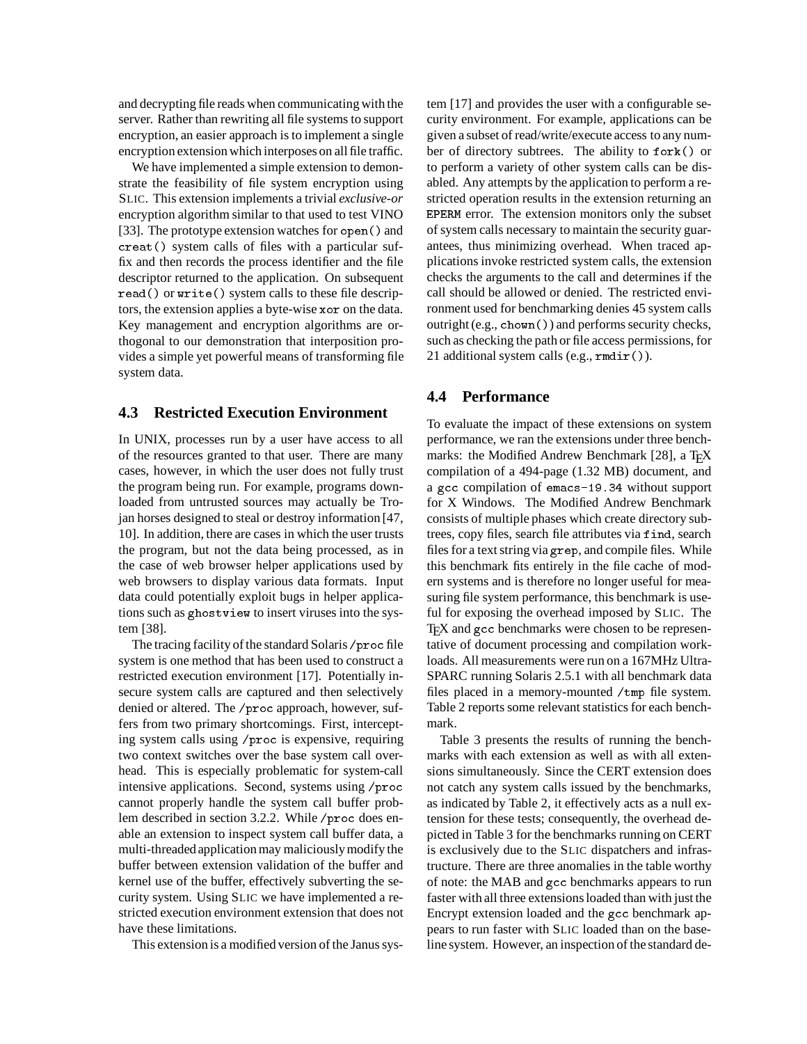and decrypting file reads when communicating with the server. Rather than rewriting all file systems to support encryption, an easier approach is to implement a single encryption extension which interposes on all file traffic.

We have implemented a simple extension to demonstrate the feasibility of file system encryption using SLIC. This extension implements a trivial *exclusive-or* encryption algorithm similar to that used to test VINO [33]. The prototype extension watches for `open()` and `creat()` system calls of files with a particular suffix and then records the process identifier and the file descriptor returned to the application. On subsequent `read()` or `write()` system calls to these file descriptors, the extension applies a byte-wise `xor` on the data. Key management and encryption algorithms are orthogonal to our demonstration that interposition provides a simple yet powerful means of transforming file system data.

## 4.3 Restricted Execution Environment

In UNIX, processes run by a user have access to all of the resources granted to that user. There are many cases, however, in which the user does not fully trust the program being run. For example, programs downloaded from untrusted sources may actually be Trojan horses designed to steal or destroy information [47, 10]. In addition, there are cases in which the user trusts the program, but not the data being processed, as in the case of web browser helper applications used by web browsers to display various data formats. Input data could potentially exploit bugs in helper applications such as `ghostview` to insert viruses into the system [38].

The tracing facility of the standard Solaris `/proc` file system is one method that has been used to construct a restricted execution environment [17]. Potentially insecure system calls are captured and then selectively denied or altered. The `/proc` approach, however, suffers from two primary shortcomings. First, intercepting system calls using `/proc` is expensive, requiring two context switches over the base system call overhead. This is especially problematic for system-call intensive applications. Second, systems using `/proc` cannot properly handle the system call buffer problem described in section 3.2.2. While `/proc` does enable an extension to inspect system call buffer data, a multi-threaded application may maliciously modify the buffer between extension validation of the buffer and kernel use of the buffer, effectively subverting the security system. Using SLIC we have implemented a restricted execution environment extension that does not have these limitations.

This extension is a modified version of the Janus system [17] and provides the user with a configurable security environment. For example, applications can be given a subset of read/write/execute access to any number of directory subtrees. The ability to `fork()` or to perform a variety of other system calls can be disabled. Any attempts by the application to perform a restricted operation results in the extension returning an `EPERM` error. The extension monitors only the subset of system calls necessary to maintain the security guarantees, thus minimizing overhead. When traced applications invoke restricted system calls, the extension checks the arguments to the call and determines if the call should be allowed or denied. The restricted environment used for benchmarking denies 45 system calls outright (e.g., `chown()`) and performs security checks, such as checking the path or file access permissions, for 21 additional system calls (e.g., `rmdir()`).

## 4.4 Performance

To evaluate the impact of these extensions on system performance, we ran the extensions under three benchmarks: the Modified Andrew Benchmark [28], a TEX compilation of a 494-page (1.32 MB) document, and a `gcc` compilation of `emacs-19.34` without support for X Windows. The Modified Andrew Benchmark consists of multiple phases which create directory subtrees, copy files, search file attributes via `find`, search files for a text string via `grep`, and compile files. While this benchmark fits entirely in the file cache of modern systems and is therefore no longer useful for measuring file system performance, this benchmark is useful for exposing the overhead imposed by SLIC. The TEX and `gcc` benchmarks were chosen to be representative of document processing and compilation workloads. All measurements were run on a 167MHz UltraSPARC running Solaris 2.5.1 with all benchmark data files placed in a memory-mounted `/tmp` file system. Table 2 reports some relevant statistics for each benchmark.

Table 3 presents the results of running the benchmarks with each extension as well as with all extensions simultaneously. Since the CERT extension does not catch any system calls issued by the benchmarks, as indicated by Table 2, it effectively acts as a null extension for these tests; consequently, the overhead depicted in Table 3 for the benchmarks running on CERT is exclusively due to the SLIC dispatchers and infrastructure. There are three anomalies in the table worthy of note: the MAB and `gcc` benchmarks appears to run faster with all three extensions loaded than with just the Encrypt extension loaded and the `gcc` benchmark appears to run faster with SLIC loaded than on the baseline system. However, an inspection of the standard de-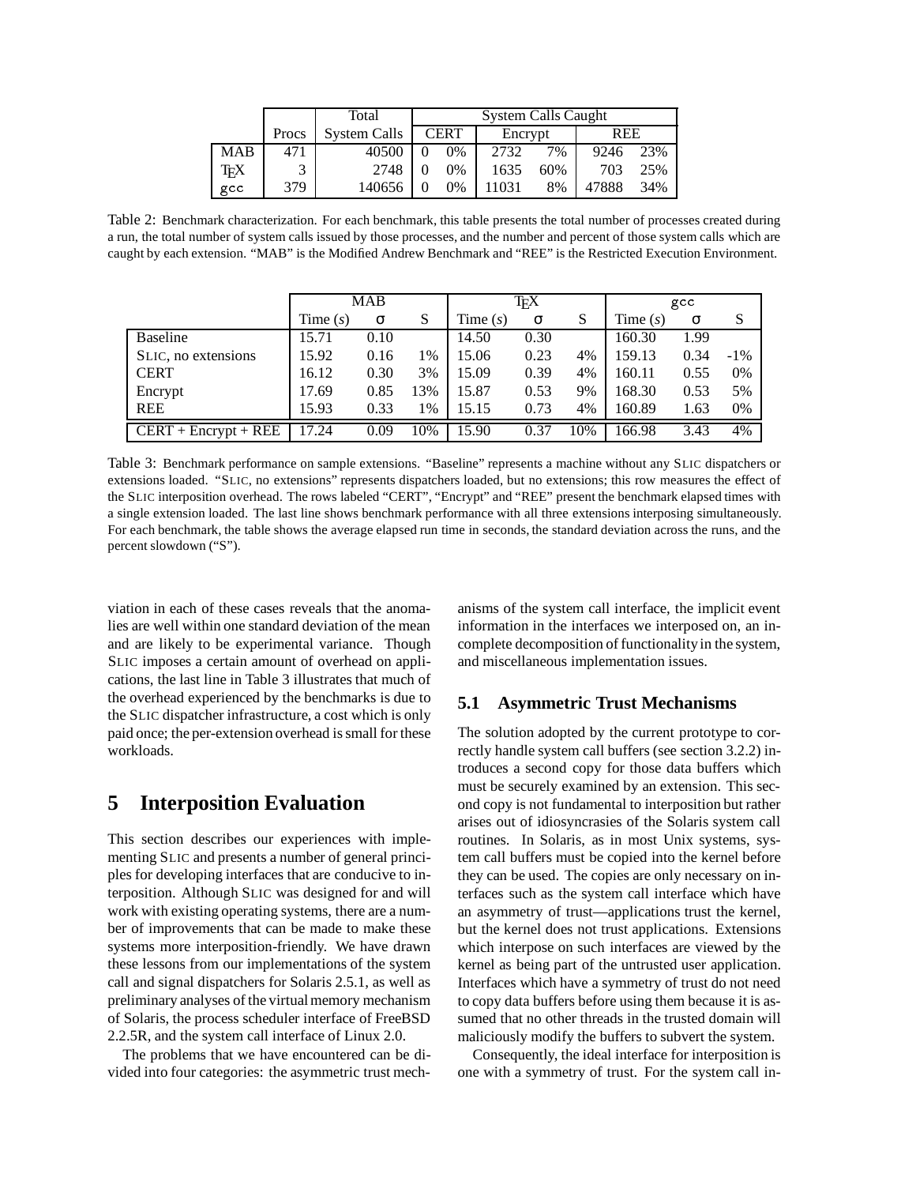| | Procs | Total System Calls | System Calls Caught | | | | | |
|---|---|---|---|---|---|---|---|---|
| | | | CERT | | Encrypt | | REE | |
| MAB | 471 | 40500 | 0 | 0% | 2732 | 7% | 9246 | 23% |
| TEX | 3 | 2748 | 0 | 0% | 1635 | 60% | 703 | 25% |
| gcc | 379 | 140656 | 0 | 0% | 11031 | 8% | 47888 | 34% |

Table 2: Benchmark characterization. For each benchmark, this table presents the total number of processes created during a run, the total number of system calls issued by those processes, and the number and percent of those system calls which are caught by each extension. "MAB" is the Modified Andrew Benchmark and "REE" is the Restricted Execution Environment.

| | MAB | | | TEX | | | gcc | | |
|---|---|---|---|---|---|---|---|---|---|
| | Time (*s*) | σ | S | Time (*s*) | σ | S | Time (*s*) | σ | S |
| Baseline | 15.71 | 0.10 | | 14.50 | 0.30 | | 160.30 | 1.99 | |
| SLIC, no extensions | 15.92 | 0.16 | 1% | 15.06 | 0.23 | 4% | 159.13 | 0.34 | -1% |
| CERT | 16.12 | 0.30 | 3% | 15.09 | 0.39 | 4% | 160.11 | 0.55 | 0% |
| Encrypt | 17.69 | 0.85 | 13% | 15.87 | 0.53 | 9% | 168.30 | 0.53 | 5% |
| REE | 15.93 | 0.33 | 1% | 15.15 | 0.73 | 4% | 160.89 | 1.63 | 0% |
| CERT + Encrypt + REE | 17.24 | 0.09 | 10% | 15.90 | 0.37 | 10% | 166.98 | 3.43 | 4% |

Table 3: Benchmark performance on sample extensions. "Baseline" represents a machine without any SLIC dispatchers or extensions loaded. "SLIC, no extensions" represents dispatchers loaded, but no extensions; this row measures the effect of the SLIC interposition overhead. The rows labeled "CERT", "Encrypt" and "REE" present the benchmark elapsed times with a single extension loaded. The last line shows benchmark performance with all three extensions interposing simultaneously. For each benchmark, the table shows the average elapsed run time in seconds, the standard deviation across the runs, and the percent slowdown ("S").

viation in each of these cases reveals that the anomalies are well within one standard deviation of the mean and are likely to be experimental variance. Though SLIC imposes a certain amount of overhead on applications, the last line in Table 3 illustrates that much of the overhead experienced by the benchmarks is due to the SLIC dispatcher infrastructure, a cost which is only paid once; the per-extension overhead is small for these workloads.

# 5 Interposition Evaluation

This section describes our experiences with implementing SLIC and presents a number of general principles for developing interfaces that are conducive to interposition. Although SLIC was designed for and will work with existing operating systems, there are a number of improvements that can be made to make these systems more interposition-friendly. We have drawn these lessons from our implementations of the system call and signal dispatchers for Solaris 2.5.1, as well as preliminary analyses of the virtual memory mechanism of Solaris, the process scheduler interface of FreeBSD 2.2.5R, and the system call interface of Linux 2.0.

The problems that we have encountered can be divided into four categories: the asymmetric trust mechanisms of the system call interface, the implicit event information in the interfaces we interposed on, an incomplete decomposition of functionality in the system, and miscellaneous implementation issues.

## 5.1 Asymmetric Trust Mechanisms

The solution adopted by the current prototype to correctly handle system call buffers (see section 3.2.2) introduces a second copy for those data buffers which must be securely examined by an extension. This second copy is not fundamental to interposition but rather arises out of idiosyncrasies of the Solaris system call routines. In Solaris, as in most Unix systems, system call buffers must be copied into the kernel before they can be used. The copies are only necessary on interfaces such as the system call interface which have an asymmetry of trust—applications trust the kernel, but the kernel does not trust applications. Extensions which interpose on such interfaces are viewed by the kernel as being part of the untrusted user application. Interfaces which have a symmetry of trust do not need to copy data buffers before using them because it is assumed that no other threads in the trusted domain will maliciously modify the buffers to subvert the system.

Consequently, the ideal interface for interposition is one with a symmetry of trust. For the system call in-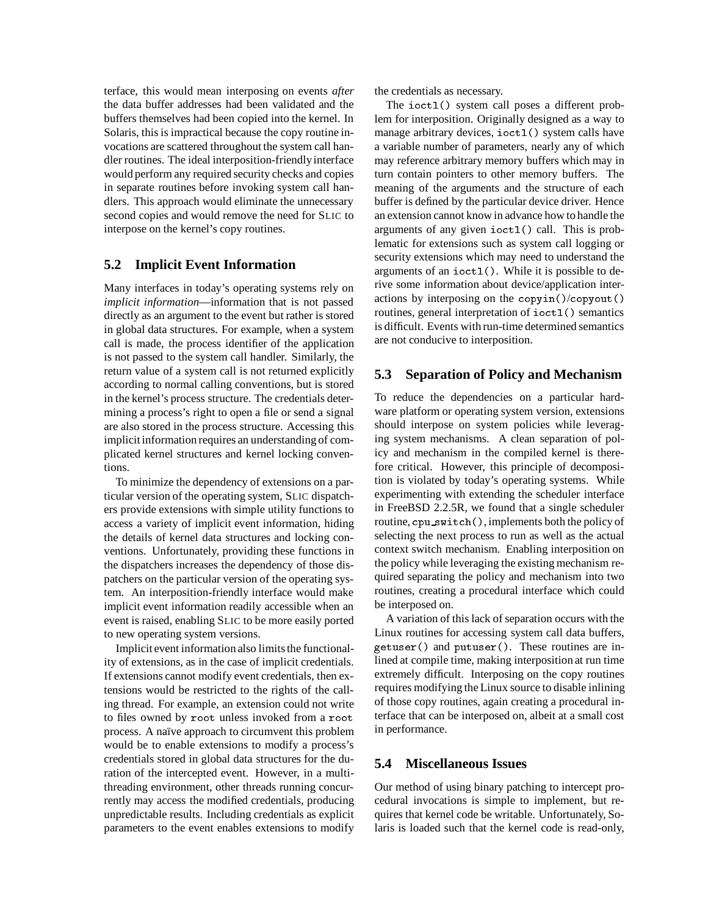terface, this would mean interposing on events *after* the data buffer addresses had been validated and the buffers themselves had been copied into the kernel. In Solaris, this is impractical because the copy routine invocations are scattered throughout the system call handler routines. The ideal interposition-friendly interface would perform any required security checks and copies in separate routines before invoking system call handlers. This approach would eliminate the unnecessary second copies and would remove the need for SLIC to interpose on the kernel's copy routines.

## 5.2 Implicit Event Information

Many interfaces in today's operating systems rely on *implicit information*—information that is not passed directly as an argument to the event but rather is stored in global data structures. For example, when a system call is made, the process identifier of the application is not passed to the system call handler. Similarly, the return value of a system call is not returned explicitly according to normal calling conventions, but is stored in the kernel's process structure. The credentials determining a process's right to open a file or send a signal are also stored in the process structure. Accessing this implicit information requires an understanding of complicated kernel structures and kernel locking conventions.

To minimize the dependency of extensions on a particular version of the operating system, SLIC dispatchers provide extensions with simple utility functions to access a variety of implicit event information, hiding the details of kernel data structures and locking conventions. Unfortunately, providing these functions in the dispatchers increases the dependency of those dispatchers on the particular version of the operating system. An interposition-friendly interface would make implicit event information readily accessible when an event is raised, enabling SLIC to be more easily ported to new operating system versions.

Implicit event information also limits the functionality of extensions, as in the case of implicit credentials. If extensions cannot modify event credentials, then extensions would be restricted to the rights of the calling thread. For example, an extension could not write to files owned by `root` unless invoked from a `root` process. A naïve approach to circumvent this problem would be to enable extensions to modify a process's credentials stored in global data structures for the duration of the intercepted event. However, in a multithreading environment, other threads running concurrently may access the modified credentials, producing unpredictable results. Including credentials as explicit parameters to the event enables extensions to modify the credentials as necessary.

The `ioctl()` system call poses a different problem for interposition. Originally designed as a way to manage arbitrary devices, `ioctl()` system calls have a variable number of parameters, nearly any of which may reference arbitrary memory buffers which may in turn contain pointers to other memory buffers. The meaning of the arguments and the structure of each buffer is defined by the particular device driver. Hence an extension cannot know in advance how to handle the arguments of any given `ioctl()` call. This is problematic for extensions such as system call logging or security extensions which may need to understand the arguments of an `ioctl()`. While it is possible to derive some information about device/application interactions by interposing on the `copyin()`/`copyout()` routines, general interpretation of `ioctl()` semantics is difficult. Events with run-time determined semantics are not conducive to interposition.

## 5.3 Separation of Policy and Mechanism

To reduce the dependencies on a particular hardware platform or operating system version, extensions should interpose on system policies while leveraging system mechanisms. A clean separation of policy and mechanism in the compiled kernel is therefore critical. However, this principle of decomposition is violated by today's operating systems. While experimenting with extending the scheduler interface in FreeBSD 2.2.5R, we found that a single scheduler routine, `cpu_switch()`, implements both the policy of selecting the next process to run as well as the actual context switch mechanism. Enabling interposition on the policy while leveraging the existing mechanism required separating the policy and mechanism into two routines, creating a procedural interface which could be interposed on.

A variation of this lack of separation occurs with the Linux routines for accessing system call data buffers, `getuser()` and `putuser()`. These routines are inlined at compile time, making interposition at run time extremely difficult. Interposing on the copy routines requires modifying the Linux source to disable inlining of those copy routines, again creating a procedural interface that can be interposed on, albeit at a small cost in performance.

## 5.4 Miscellaneous Issues

Our method of using binary patching to intercept procedural invocations is simple to implement, but requires that kernel code be writable. Unfortunately, Solaris is loaded such that the kernel code is read-only,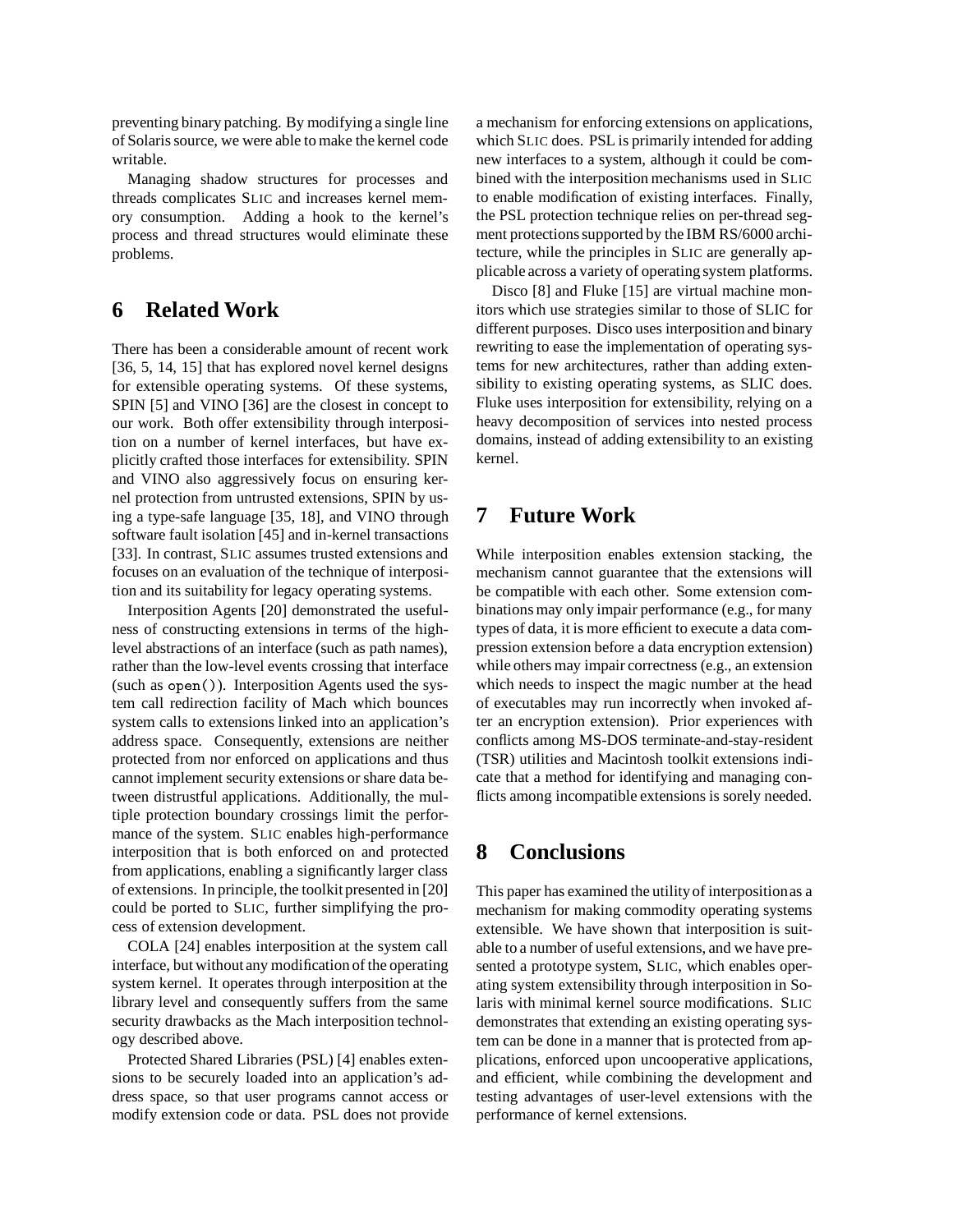preventing binary patching. By modifying a single line of Solaris source, we were able to make the kernel code writable.

Managing shadow structures for processes and threads complicates SLIC and increases kernel memory consumption. Adding a hook to the kernel's process and thread structures would eliminate these problems.

## 6 Related Work

There has been a considerable amount of recent work [36, 5, 14, 15] that has explored novel kernel designs for extensible operating systems. Of these systems, SPIN [5] and VINO [36] are the closest in concept to our work. Both offer extensibility through interposition on a number of kernel interfaces, but have explicitly crafted those interfaces for extensibility. SPIN and VINO also aggressively focus on ensuring kernel protection from untrusted extensions, SPIN by using a type-safe language [35, 18], and VINO through software fault isolation [45] and in-kernel transactions [33]. In contrast, SLIC assumes trusted extensions and focuses on an evaluation of the technique of interposition and its suitability for legacy operating systems.

Interposition Agents [20] demonstrated the usefulness of constructing extensions in terms of the high-level abstractions of an interface (such as path names), rather than the low-level events crossing that interface (such as `open()`). Interposition Agents used the system call redirection facility of Mach which bounces system calls to extensions linked into an application's address space. Consequently, extensions are neither protected from nor enforced on applications and thus cannot implement security extensions or share data between distrustful applications. Additionally, the multiple protection boundary crossings limit the performance of the system. SLIC enables high-performance interposition that is both enforced on and protected from applications, enabling a significantly larger class of extensions. In principle, the toolkit presented in [20] could be ported to SLIC, further simplifying the process of extension development.

COLA [24] enables interposition at the system call interface, but without any modification of the operating system kernel. It operates through interposition at the library level and consequently suffers from the same security drawbacks as the Mach interposition technology described above.

Protected Shared Libraries (PSL) [4] enables extensions to be securely loaded into an application's address space, so that user programs cannot access or modify extension code or data. PSL does not provide a mechanism for enforcing extensions on applications, which SLIC does. PSL is primarily intended for adding new interfaces to a system, although it could be combined with the interposition mechanisms used in SLIC to enable modification of existing interfaces. Finally, the PSL protection technique relies on per-thread segment protections supported by the IBM RS/6000 architecture, while the principles in SLIC are generally applicable across a variety of operating system platforms.

Disco [8] and Fluke [15] are virtual machine monitors which use strategies similar to those of SLIC for different purposes. Disco uses interposition and binary rewriting to ease the implementation of operating systems for new architectures, rather than adding extensibility to existing operating systems, as SLIC does. Fluke uses interposition for extensibility, relying on a heavy decomposition of services into nested process domains, instead of adding extensibility to an existing kernel.

## 7 Future Work

While interposition enables extension stacking, the mechanism cannot guarantee that the extensions will be compatible with each other. Some extension combinations may only impair performance (e.g., for many types of data, it is more efficient to execute a data compression extension before a data encryption extension) while others may impair correctness (e.g., an extension which needs to inspect the magic number at the head of executables may run incorrectly when invoked after an encryption extension). Prior experiences with conflicts among MS-DOS terminate-and-stay-resident (TSR) utilities and Macintosh toolkit extensions indicate that a method for identifying and managing conflicts among incompatible extensions is sorely needed.

## 8 Conclusions

This paper has examined the utility of interposition as a mechanism for making commodity operating systems extensible. We have shown that interposition is suitable to a number of useful extensions, and we have presented a prototype system, SLIC, which enables operating system extensibility through interposition in Solaris with minimal kernel source modifications. SLIC demonstrates that extending an existing operating system can be done in a manner that is protected from applications, enforced upon uncooperative applications, and efficient, while combining the development and testing advantages of user-level extensions with the performance of kernel extensions.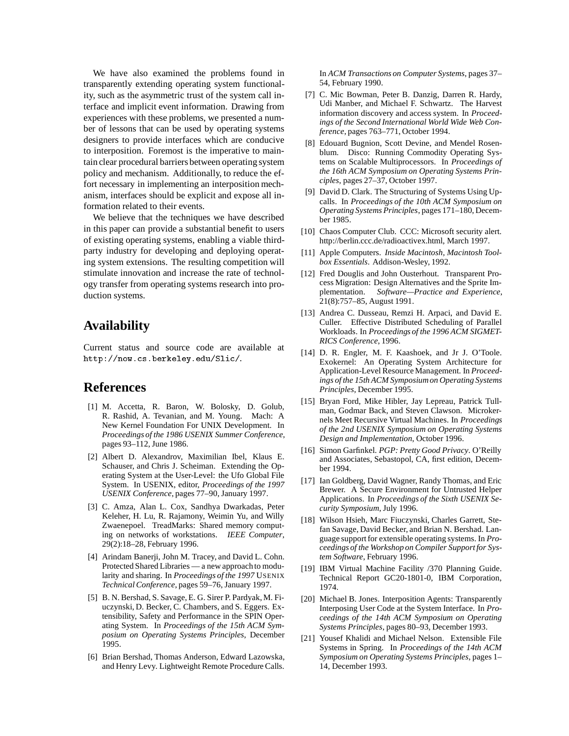We have also examined the problems found in transparently extending operating system functionality, such as the asymmetric trust of the system call interface and implicit event information. Drawing from experiences with these problems, we presented a number of lessons that can be used by operating systems designers to provide interfaces which are conducive to interposition. Foremost is the imperative to maintain clear procedural barriers between operating system policy and mechanism. Additionally, to reduce the effort necessary in implementing an interposition mechanism, interfaces should be explicit and expose all information related to their events.

We believe that the techniques we have described in this paper can provide a substantial benefit to users of existing operating systems, enabling a viable third-party industry for developing and deploying operating system extensions. The resulting competition will stimulate innovation and increase the rate of technology transfer from operating systems research into production systems.

## Availability

Current status and source code are available at `http://now.cs.berkeley.edu/Slic/`.

## References

[1] M. Accetta, R. Baron, W. Bolosky, D. Golub, R. Rashid, A. Tevanian, and M. Young. Mach: A New Kernel Foundation For UNIX Development. In *Proceedings of the 1986 USENIX Summer Conference*, pages 93–112, June 1986.

[2] Albert D. Alexandrov, Maximilian Ibel, Klaus E. Schauser, and Chris J. Scheiman. Extending the Operating System at the User-Level: the Ufo Global File System. In USENIX, editor, *Proceedings of the 1997 USENIX Conference*, pages 77–90, January 1997.

[3] C. Amza, Alan L. Cox, Sandhya Dwarkadas, Peter Keleher, H. Lu, R. Rajamony, Weimin Yu, and Willy Zwaenepoel. TreadMarks: Shared memory computing on networks of workstations. *IEEE Computer*, 29(2):18–28, February 1996.

[4] Arindam Banerji, John M. Tracey, and David L. Cohn. Protected Shared Libraries — a new approach to modularity and sharing. In *Proceedings of the 1997 USENIX Technical Conference*, pages 59–76, January 1997.

[5] B. N. Bershad, S. Savage, E. G. Sirer P. Pardyak, M. Fiuczynski, D. Becker, C. Chambers, and S. Eggers. Extensibility, Safety and Performance in the SPIN Operating System. In *Proceedings of the 15th ACM Symposium on Operating Systems Principles*, December 1995.

[6] Brian Bershad, Thomas Anderson, Edward Lazowska, and Henry Levy. Lightweight Remote Procedure Calls. In *ACM Transactions on Computer Systems*, pages 37–54, February 1990.

[7] C. Mic Bowman, Peter B. Danzig, Darren R. Hardy, Udi Manber, and Michael F. Schwartz. The Harvest information discovery and access system. In *Proceedings of the Second International World Wide Web Conference*, pages 763–771, October 1994.

[8] Edouard Bugnion, Scott Devine, and Mendel Rosenblum. Disco: Running Commodity Operating Systems on Scalable Multiprocessors. In *Proceedings of the 16th ACM Symposium on Operating Systems Principles*, pages 27–37, October 1997.

[9] David D. Clark. The Structuring of Systems Using Upcalls. In *Proceedings of the 10th ACM Symposium on Operating Systems Principles*, pages 171–180, December 1985.

[10] Chaos Computer Club. CCC: Microsoft security alert. http://berlin.ccc.de/radioactivex.html, March 1997.

[11] Apple Computers. *Inside Macintosh, Macintosh Toolbox Essentials*. Addison-Wesley, 1992.

[12] Fred Douglis and John Ousterhout. Transparent Process Migration: Design Alternatives and the Sprite Implementation. *Software—Practice and Experience*, 21(8):757–85, August 1991.

[13] Andrea C. Dusseau, Remzi H. Arpaci, and David E. Culler. Effective Distributed Scheduling of Parallel Workloads. In *Proceedings of the 1996 ACM SIGMETRICS Conference*, 1996.

[14] D. R. Engler, M. F. Kaashoek, and Jr J. O'Toole. Exokernel: An Operating System Architecture for Application-Level Resource Management. In *Proceedings of the 15th ACM Symposium on Operating Systems Principles*, December 1995.

[15] Bryan Ford, Mike Hibler, Jay Lepreau, Patrick Tullman, Godmar Back, and Steven Clawson. Microkernels Meet Recursive Virtual Machines. In *Proceedings of the 2nd USENIX Symposium on Operating Systems Design and Implementation*, October 1996.

[16] Simon Garfinkel. *PGP: Pretty Good Privacy*. O'Reilly and Associates, Sebastopol, CA, first edition, December 1994.

[17] Ian Goldberg, David Wagner, Randy Thomas, and Eric Brewer. A Secure Environment for Untrusted Helper Applications. In *Proceedings of the Sixth USENIX Security Symposium*, July 1996.

[18] Wilson Hsieh, Marc Fiuczynski, Charles Garrett, Stefan Savage, David Becker, and Brian N. Bershad. Language support for extensible operating systems. In *Proceedings of the Workshop on Compiler Support for System Software*, February 1996.

[19] IBM Virtual Machine Facility /370 Planning Guide. Technical Report GC20-1801-0, IBM Corporation, 1974.

[20] Michael B. Jones. Interposition Agents: Transparently Interposing User Code at the System Interface. In *Proceedings of the 14th ACM Symposium on Operating Systems Principles*, pages 80–93, December 1993.

[21] Yousef Khalidi and Michael Nelson. Extensible File Systems in Spring. In *Proceedings of the 14th ACM Symposium on Operating Systems Principles*, pages 1–14, December 1993.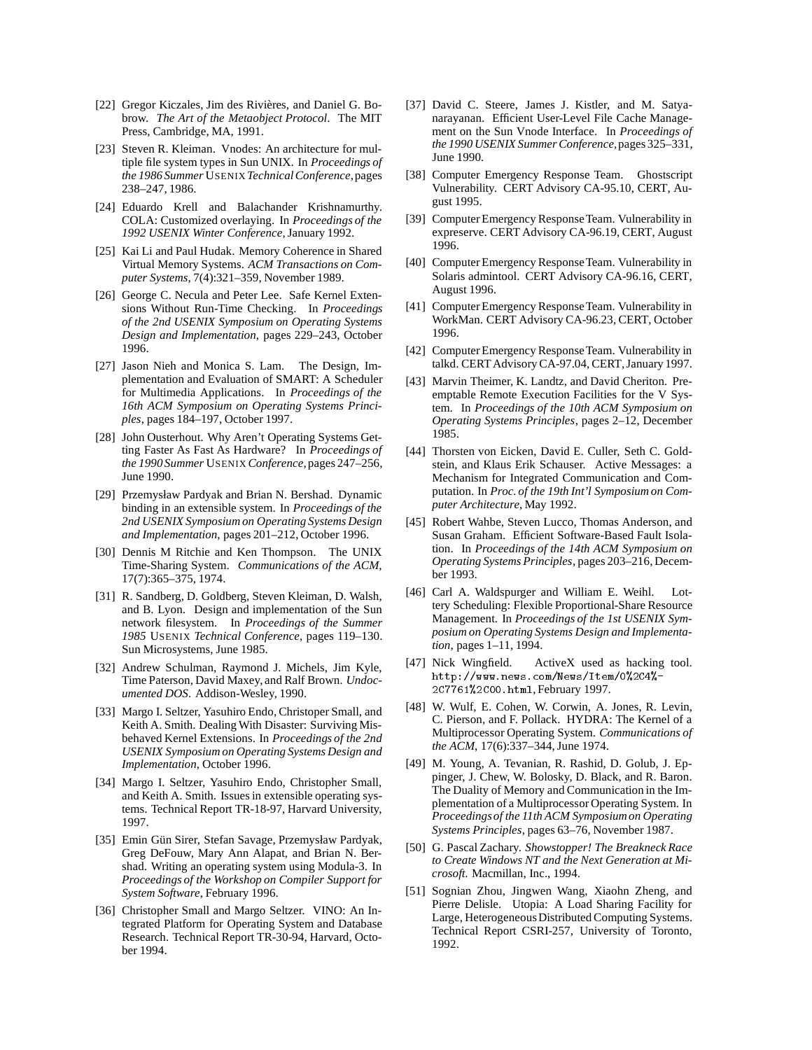[22] Gregor Kiczales, Jim des Rivières, and Daniel G. Bobrow. *The Art of the Metaobject Protocol*. The MIT Press, Cambridge, MA, 1991.

[23] Steven R. Kleiman. Vnodes: An architecture for multiple file system types in Sun UNIX. In *Proceedings of the 1986 Summer* USENIX *Technical Conference*, pages 238–247, 1986.

[24] Eduardo Krell and Balachander Krishnamurthy. COLA: Customized overlaying. In *Proceedings of the 1992 USENIX Winter Conference*, January 1992.

[25] Kai Li and Paul Hudak. Memory Coherence in Shared Virtual Memory Systems. *ACM Transactions on Computer Systems*, 7(4):321–359, November 1989.

[26] George C. Necula and Peter Lee. Safe Kernel Extensions Without Run-Time Checking. In *Proceedings of the 2nd USENIX Symposium on Operating Systems Design and Implementation*, pages 229–243, October 1996.

[27] Jason Nieh and Monica S. Lam. The Design, Implementation and Evaluation of SMART: A Scheduler for Multimedia Applications. In *Proceedings of the 16th ACM Symposium on Operating Systems Principles*, pages 184–197, October 1997.

[28] John Ousterhout. Why Aren't Operating Systems Getting Faster As Fast As Hardware? In *Proceedings of the 1990 Summer* USENIX *Conference*, pages 247–256, June 1990.

[29] Przemysław Pardyak and Brian N. Bershad. Dynamic binding in an extensible system. In *Proceedings of the 2nd USENIX Symposium on Operating Systems Design and Implementation*, pages 201–212, October 1996.

[30] Dennis M Ritchie and Ken Thompson. The UNIX Time-Sharing System. *Communications of the ACM*, 17(7):365–375, 1974.

[31] R. Sandberg, D. Goldberg, Steven Kleiman, D. Walsh, and B. Lyon. Design and implementation of the Sun network filesystem. In *Proceedings of the Summer 1985* USENIX *Technical Conference*, pages 119–130. Sun Microsystems, June 1985.

[32] Andrew Schulman, Raymond J. Michels, Jim Kyle, Time Paterson, David Maxey, and Ralf Brown. *Undocumented DOS*. Addison-Wesley, 1990.

[33] Margo I. Seltzer, Yasuhiro Endo, Christoper Small, and Keith A. Smith. Dealing With Disaster: Surviving Misbehaved Kernel Extensions. In *Proceedings of the 2nd USENIX Symposium on Operating Systems Design and Implementation*, October 1996.

[34] Margo I. Seltzer, Yasuhiro Endo, Christopher Small, and Keith A. Smith. Issues in extensible operating systems. Technical Report TR-18-97, Harvard University, 1997.

[35] Emin Gün Sirer, Stefan Savage, Przemysław Pardyak, Greg DeFouw, Mary Ann Alapat, and Brian N. Bershad. Writing an operating system using Modula-3. In *Proceedings of the Workshop on Compiler Support for System Software*, February 1996.

[36] Christopher Small and Margo Seltzer. VINO: An Integrated Platform for Operating System and Database Research. Technical Report TR-30-94, Harvard, October 1994.

[37] David C. Steere, James J. Kistler, and M. Satyanarayanan. Efficient User-Level File Cache Management on the Sun Vnode Interface. In *Proceedings of the 1990 USENIX Summer Conference*, pages 325–331, June 1990.

[38] Computer Emergency Response Team. Ghostscript Vulnerability. CERT Advisory CA-95.10, CERT, August 1995.

[39] Computer Emergency Response Team. Vulnerability in expreserve. CERT Advisory CA-96.19, CERT, August 1996.

[40] Computer Emergency Response Team. Vulnerability in Solaris admintool. CERT Advisory CA-96.16, CERT, August 1996.

[41] Computer Emergency Response Team. Vulnerability in WorkMan. CERT Advisory CA-96.23, CERT, October 1996.

[42] Computer Emergency Response Team. Vulnerability in talkd. CERT Advisory CA-97.04, CERT, January 1997.

[43] Marvin Theimer, K. Landtz, and David Cheriton. Preemptable Remote Execution Facilities for the V System. In *Proceedings of the 10th ACM Symposium on Operating Systems Principles*, pages 2–12, December 1985.

[44] Thorsten von Eicken, David E. Culler, Seth C. Goldstein, and Klaus Erik Schauser. Active Messages: a Mechanism for Integrated Communication and Computation. In *Proc. of the 19th Int'l Symposium on Computer Architecture*, May 1992.

[45] Robert Wahbe, Steven Lucco, Thomas Anderson, and Susan Graham. Efficient Software-Based Fault Isolation. In *Proceedings of the 14th ACM Symposium on Operating Systems Principles*, pages 203–216, December 1993.

[46] Carl A. Waldspurger and William E. Weihl. Lottery Scheduling: Flexible Proportional-Share Resource Management. In *Proceedings of the 1st USENIX Symposium on Operating Systems Design and Implementation*, pages 1–11, 1994.

[47] Nick Wingfield. ActiveX used as hacking tool. `http://www.news.com/News/Item/0%2C4%-2C7761%2C00.html`, February 1997.

[48] W. Wulf, E. Cohen, W. Corwin, A. Jones, R. Levin, C. Pierson, and F. Pollack. HYDRA: The Kernel of a Multiprocessor Operating System. *Communications of the ACM*, 17(6):337–344, June 1974.

[49] M. Young, A. Tevanian, R. Rashid, D. Golub, J. Eppinger, J. Chew, W. Bolosky, D. Black, and R. Baron. The Duality of Memory and Communication in the Implementation of a Multiprocessor Operating System. In *Proceedings of the 11th ACM Symposium on Operating Systems Principles*, pages 63–76, November 1987.

[50] G. Pascal Zachary. *Showstopper! The Breakneck Race to Create Windows NT and the Next Generation at Microsoft.* Macmillan, Inc., 1994.

[51] Sognian Zhou, Jingwen Wang, Xiaohn Zheng, and Pierre Delisle. Utopia: A Load Sharing Facility for Large, Heterogeneous Distributed Computing Systems. Technical Report CSRI-257, University of Toronto, 1992.